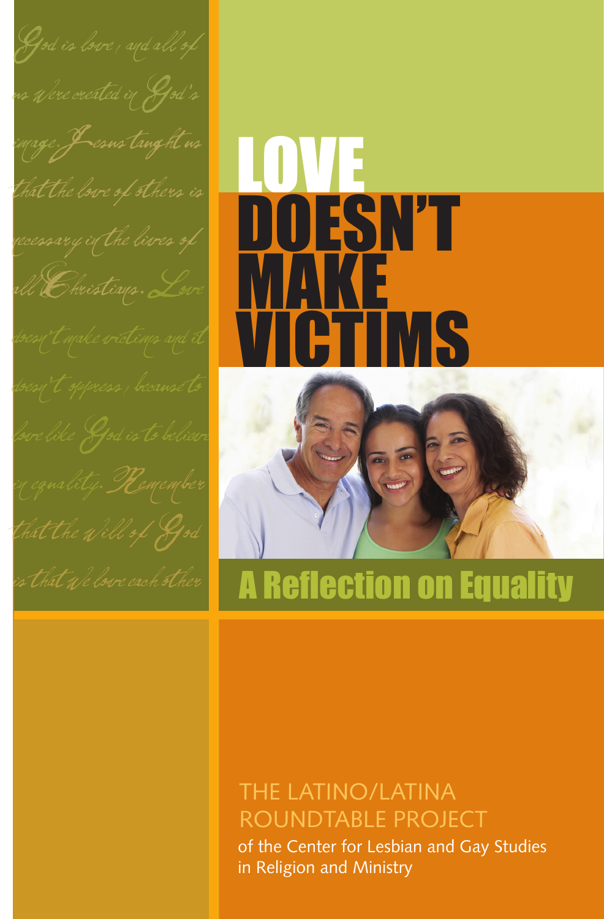*God is love, and all of us were created in God's image. Jesus taught us that the love of others is necessary in the lives of all Christians. Love doesn't make victims and it doesn't oppress, because to love like God is to believe in equality. Remember that the will of God is that we love each other*

# LOVE DOESN'T MAKE VICTIMS

## A Reflection on Equality

THE LATINO/LATINA ROUNDTABLE PROJECT

of the Center for Lesbian and Gay Studies in Religion and Ministry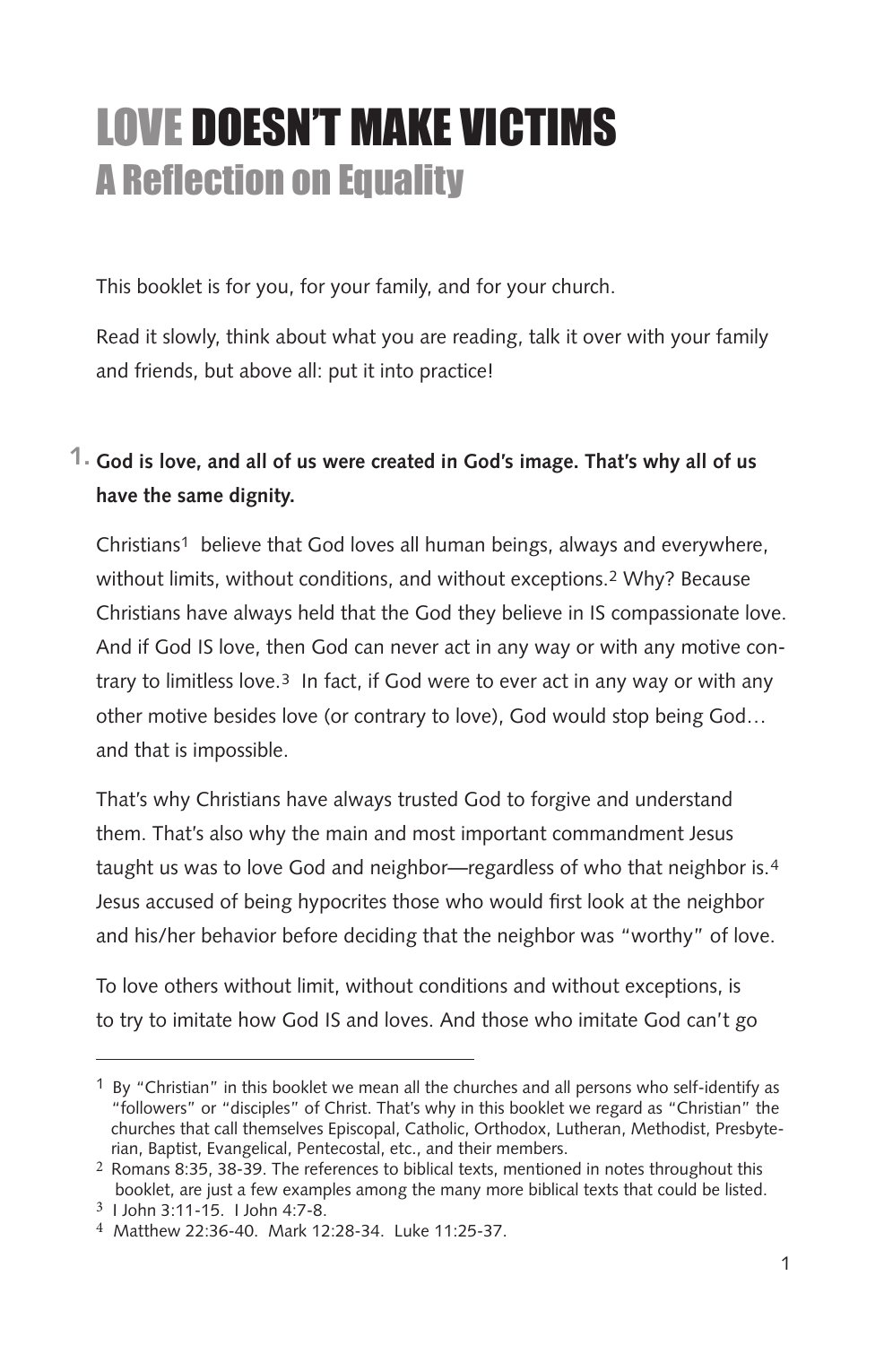# LOVE DOESN'T MAKE VICTIMS
## A Reflection on Equality

This booklet is for you, for your family, and for your church.

Read it slowly, think about what you are reading, talk it over with your family and friends, but above all: put it into practice!

**1. God is love, and all of us were created in God's image. That's why all of us have the same dignity.**

Christians[1] believe that God loves all human beings, always and everywhere, without limits, without conditions, and without exceptions.[2] Why? Because Christians have always held that the God they believe in IS compassionate love. And if God IS love, then God can never act in any way or with any motive contrary to limitless love.[3] In fact, if God were to ever act in any way or with any other motive besides love (or contrary to love), God would stop being God… and that is impossible.

That's why Christians have always trusted God to forgive and understand them. That's also why the main and most important commandment Jesus taught us was to love God and neighbor—regardless of who that neighbor is.[4] Jesus accused of being hypocrites those who would first look at the neighbor and his/her behavior before deciding that the neighbor was "worthy" of love.

To love others without limit, without conditions and without exceptions, is to try to imitate how God IS and loves. And those who imitate God can't go

---

[1] By "Christian" in this booklet we mean all the churches and all persons who self-identify as "followers" or "disciples" of Christ. That's why in this booklet we regard as "Christian" the churches that call themselves Episcopal, Catholic, Orthodox, Lutheran, Methodist, Presbyterian, Baptist, Evangelical, Pentecostal, etc., and their members.

[2] Romans 8:35, 38-39. The references to biblical texts, mentioned in notes throughout this booklet, are just a few examples among the many more biblical texts that could be listed.

[3] I John 3:11-15. I John 4:7-8.

[4] Matthew 22:36-40. Mark 12:28-34. Luke 11:25-37.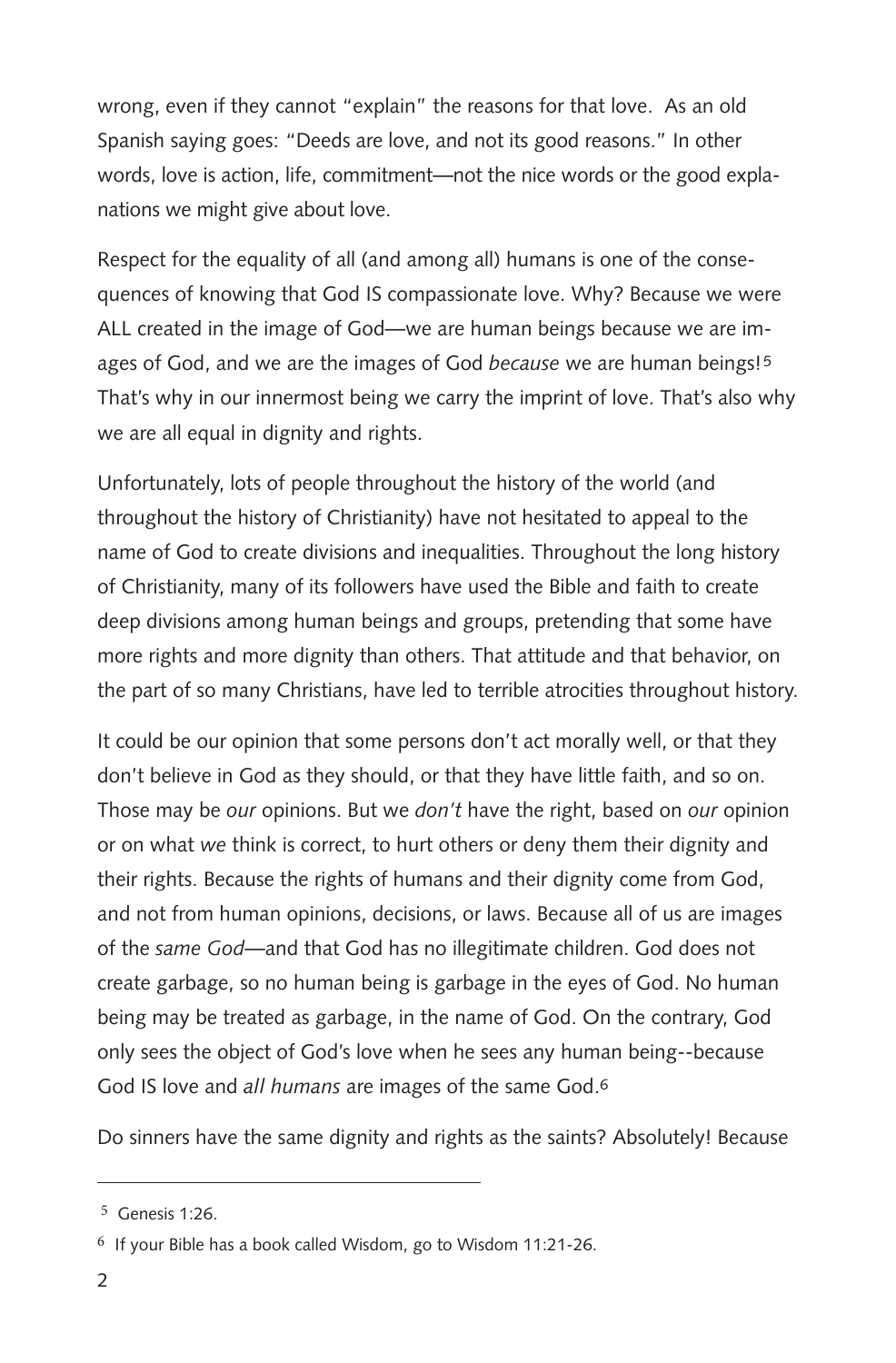wrong, even if they cannot "explain" the reasons for that love. As an old Spanish saying goes: "Deeds are love, and not its good reasons." In other words, love is action, life, commitment—not the nice words or the good explanations we might give about love.

Respect for the equality of all (and among all) humans is one of the consequences of knowing that God IS compassionate love. Why? Because we were ALL created in the image of God—we are human beings because we are images of God, and we are the images of God *because* we are human beings![5] That's why in our innermost being we carry the imprint of love. That's also why we are all equal in dignity and rights.

Unfortunately, lots of people throughout the history of the world (and throughout the history of Christianity) have not hesitated to appeal to the name of God to create divisions and inequalities. Throughout the long history of Christianity, many of its followers have used the Bible and faith to create deep divisions among human beings and groups, pretending that some have more rights and more dignity than others. That attitude and that behavior, on the part of so many Christians, have led to terrible atrocities throughout history.

It could be our opinion that some persons don't act morally well, or that they don't believe in God as they should, or that they have little faith, and so on. Those may be *our* opinions. But we *don't* have the right, based on *our* opinion or on what *we* think is correct, to hurt others or deny them their dignity and their rights. Because the rights of humans and their dignity come from God, and not from human opinions, decisions, or laws. Because all of us are images of the *same God*—and that God has no illegitimate children. God does not create garbage, so no human being is garbage in the eyes of God. No human being may be treated as garbage, in the name of God. On the contrary, God only sees the object of God's love when he sees any human being--because God IS love and *all humans* are images of the same God.[6]

Do sinners have the same dignity and rights as the saints? Absolutely! Because

---

[5] Genesis 1:26.

[6] If your Bible has a book called Wisdom, go to Wisdom 11:21-26.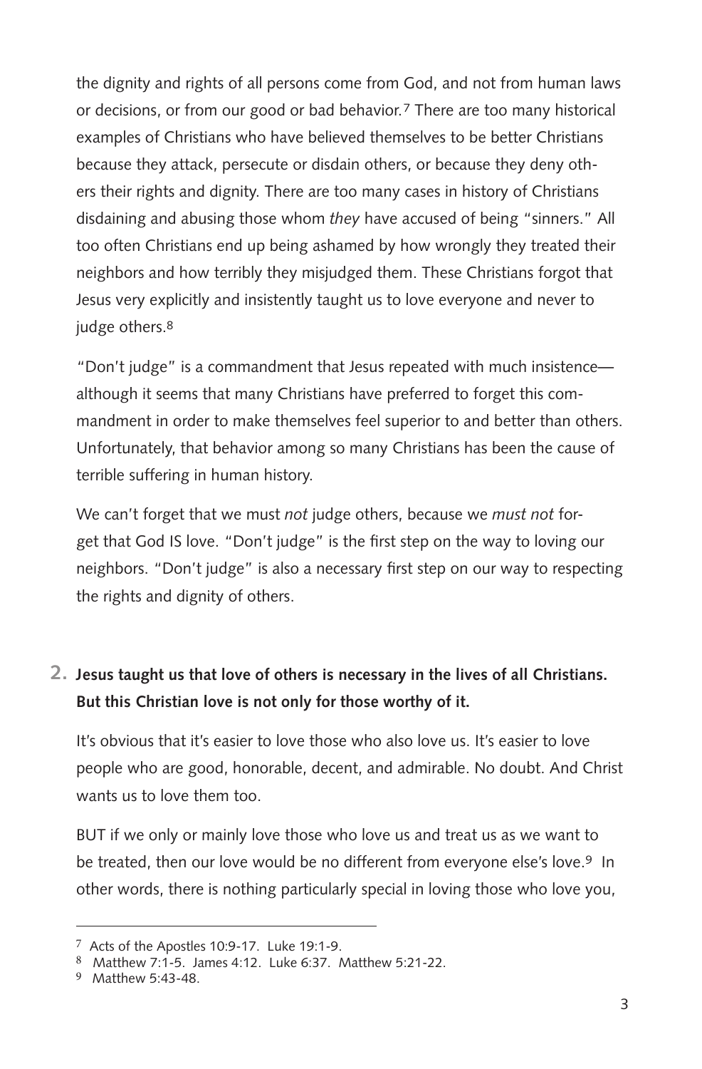the dignity and rights of all persons come from God, and not from human laws or decisions, or from our good or bad behavior.[7] There are too many historical examples of Christians who have believed themselves to be better Christians because they attack, persecute or disdain others, or because they deny others their rights and dignity. There are too many cases in history of Christians disdaining and abusing those whom *they* have accused of being "sinners." All too often Christians end up being ashamed by how wrongly they treated their neighbors and how terribly they misjudged them. These Christians forgot that Jesus very explicitly and insistently taught us to love everyone and never to judge others.[8]

"Don't judge" is a commandment that Jesus repeated with much insistence—although it seems that many Christians have preferred to forget this commandment in order to make themselves feel superior to and better than others. Unfortunately, that behavior among so many Christians has been the cause of terrible suffering in human history.

We can't forget that we must *not* judge others, because we *must not* forget that God IS love. "Don't judge" is the first step on the way to loving our neighbors. "Don't judge" is also a necessary first step on our way to respecting the rights and dignity of others.

**2. Jesus taught us that love of others is necessary in the lives of all Christians. But this Christian love is not only for those worthy of it.**

It's obvious that it's easier to love those who also love us. It's easier to love people who are good, honorable, decent, and admirable. No doubt. And Christ wants us to love them too.

BUT if we only or mainly love those who love us and treat us as we want to be treated, then our love would be no different from everyone else's love.[9] In other words, there is nothing particularly special in loving those who love you,

---

[7] Acts of the Apostles 10:9-17. Luke 19:1-9.

[8] Matthew 7:1-5. James 4:12. Luke 6:37. Matthew 5:21-22.

[9] Matthew 5:43-48.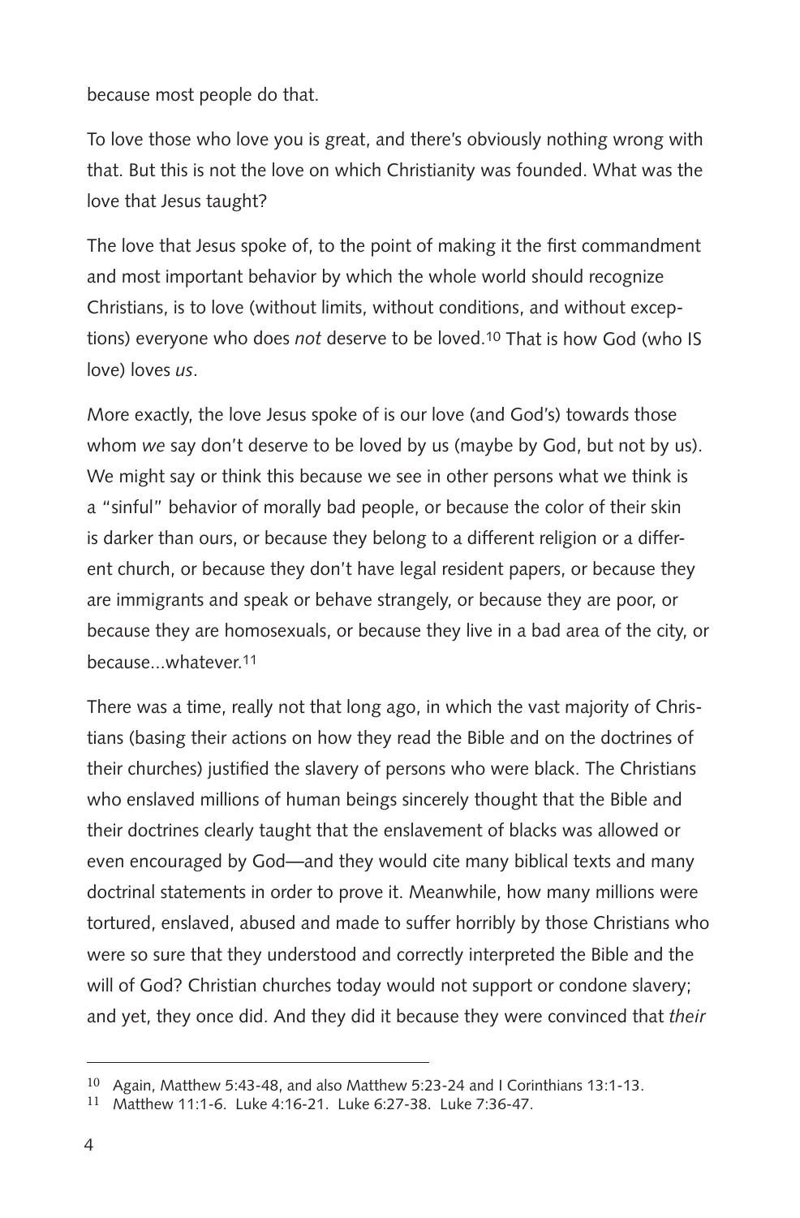because most people do that.

To love those who love you is great, and there's obviously nothing wrong with that. But this is not the love on which Christianity was founded. What was the love that Jesus taught?

The love that Jesus spoke of, to the point of making it the first commandment and most important behavior by which the whole world should recognize Christians, is to love (without limits, without conditions, and without exceptions) everyone who does *not* deserve to be loved.[10] That is how God (who IS love) loves *us*.

More exactly, the love Jesus spoke of is our love (and God's) towards those whom *we* say don't deserve to be loved by us (maybe by God, but not by us). We might say or think this because we see in other persons what we think is a "sinful" behavior of morally bad people, or because the color of their skin is darker than ours, or because they belong to a different religion or a different church, or because they don't have legal resident papers, or because they are immigrants and speak or behave strangely, or because they are poor, or because they are homosexuals, or because they live in a bad area of the city, or because...whatever.[11]

There was a time, really not that long ago, in which the vast majority of Christians (basing their actions on how they read the Bible and on the doctrines of their churches) justified the slavery of persons who were black. The Christians who enslaved millions of human beings sincerely thought that the Bible and their doctrines clearly taught that the enslavement of blacks was allowed or even encouraged by God—and they would cite many biblical texts and many doctrinal statements in order to prove it. Meanwhile, how many millions were tortured, enslaved, abused and made to suffer horribly by those Christians who were so sure that they understood and correctly interpreted the Bible and the will of God? Christian churches today would not support or condone slavery; and yet, they once did. And they did it because they were convinced that *their*

---

[10] Again, Matthew 5:43-48, and also Matthew 5:23-24 and I Corinthians 13:1-13.

[11] Matthew 11:1-6. Luke 4:16-21. Luke 6:27-38. Luke 7:36-47.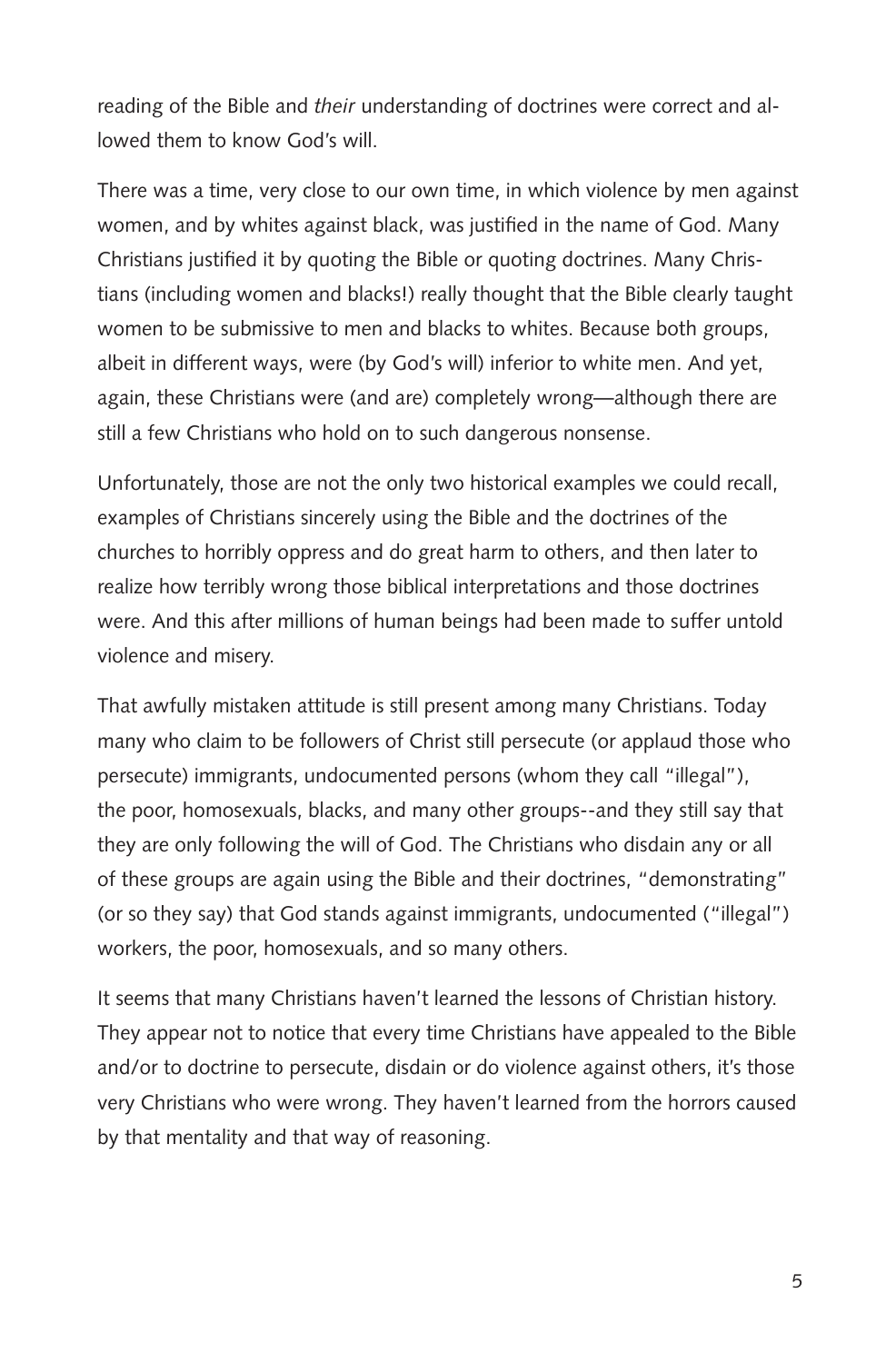reading of the Bible and *their* understanding of doctrines were correct and allowed them to know God's will.

There was a time, very close to our own time, in which violence by men against women, and by whites against black, was justified in the name of God. Many Christians justified it by quoting the Bible or quoting doctrines. Many Christians (including women and blacks!) really thought that the Bible clearly taught women to be submissive to men and blacks to whites. Because both groups, albeit in different ways, were (by God's will) inferior to white men. And yet, again, these Christians were (and are) completely wrong—although there are still a few Christians who hold on to such dangerous nonsense.

Unfortunately, those are not the only two historical examples we could recall, examples of Christians sincerely using the Bible and the doctrines of the churches to horribly oppress and do great harm to others, and then later to realize how terribly wrong those biblical interpretations and those doctrines were. And this after millions of human beings had been made to suffer untold violence and misery.

That awfully mistaken attitude is still present among many Christians. Today many who claim to be followers of Christ still persecute (or applaud those who persecute) immigrants, undocumented persons (whom they call "illegal"), the poor, homosexuals, blacks, and many other groups--and they still say that they are only following the will of God. The Christians who disdain any or all of these groups are again using the Bible and their doctrines, "demonstrating" (or so they say) that God stands against immigrants, undocumented ("illegal") workers, the poor, homosexuals, and so many others.

It seems that many Christians haven't learned the lessons of Christian history. They appear not to notice that every time Christians have appealed to the Bible and/or to doctrine to persecute, disdain or do violence against others, it's those very Christians who were wrong. They haven't learned from the horrors caused by that mentality and that way of reasoning.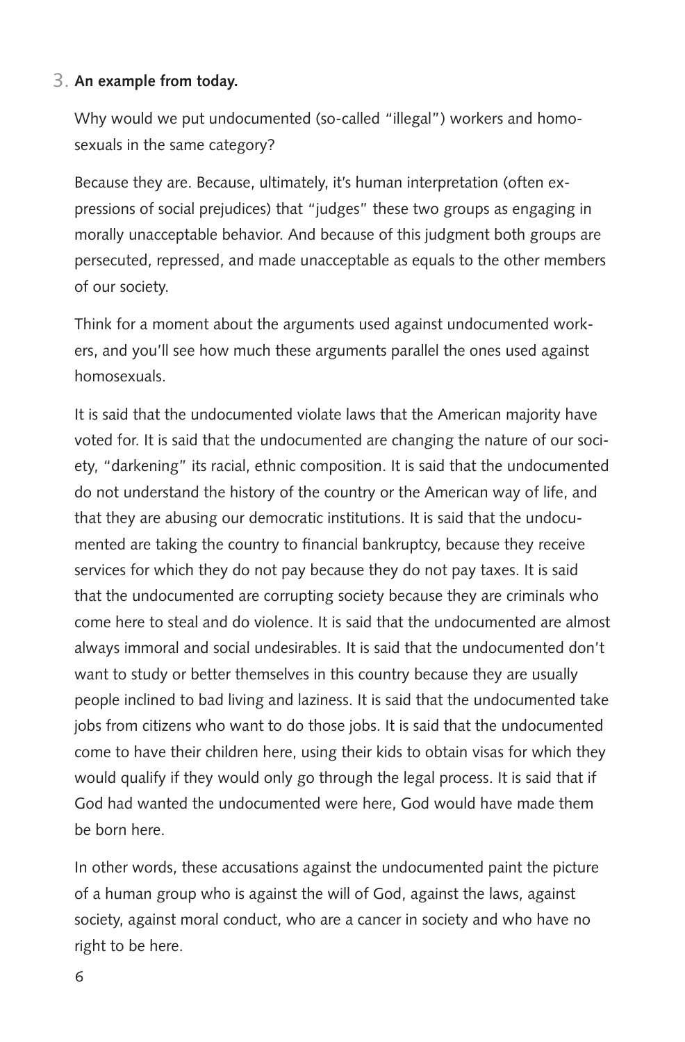3. **An example from today.**

Why would we put undocumented (so-called "illegal") workers and homosexuals in the same category?

Because they are. Because, ultimately, it's human interpretation (often expressions of social prejudices) that "judges" these two groups as engaging in morally unacceptable behavior. And because of this judgment both groups are persecuted, repressed, and made unacceptable as equals to the other members of our society.

Think for a moment about the arguments used against undocumented workers, and you'll see how much these arguments parallel the ones used against homosexuals.

It is said that the undocumented violate laws that the American majority have voted for. It is said that the undocumented are changing the nature of our society, "darkening" its racial, ethnic composition. It is said that the undocumented do not understand the history of the country or the American way of life, and that they are abusing our democratic institutions. It is said that the undocumented are taking the country to financial bankruptcy, because they receive services for which they do not pay because they do not pay taxes. It is said that the undocumented are corrupting society because they are criminals who come here to steal and do violence. It is said that the undocumented are almost always immoral and social undesirables. It is said that the undocumented don't want to study or better themselves in this country because they are usually people inclined to bad living and laziness. It is said that the undocumented take jobs from citizens who want to do those jobs. It is said that the undocumented come to have their children here, using their kids to obtain visas for which they would qualify if they would only go through the legal process. It is said that if God had wanted the undocumented were here, God would have made them be born here.

In other words, these accusations against the undocumented paint the picture of a human group who is against the will of God, against the laws, against society, against moral conduct, who are a cancer in society and who have no right to be here.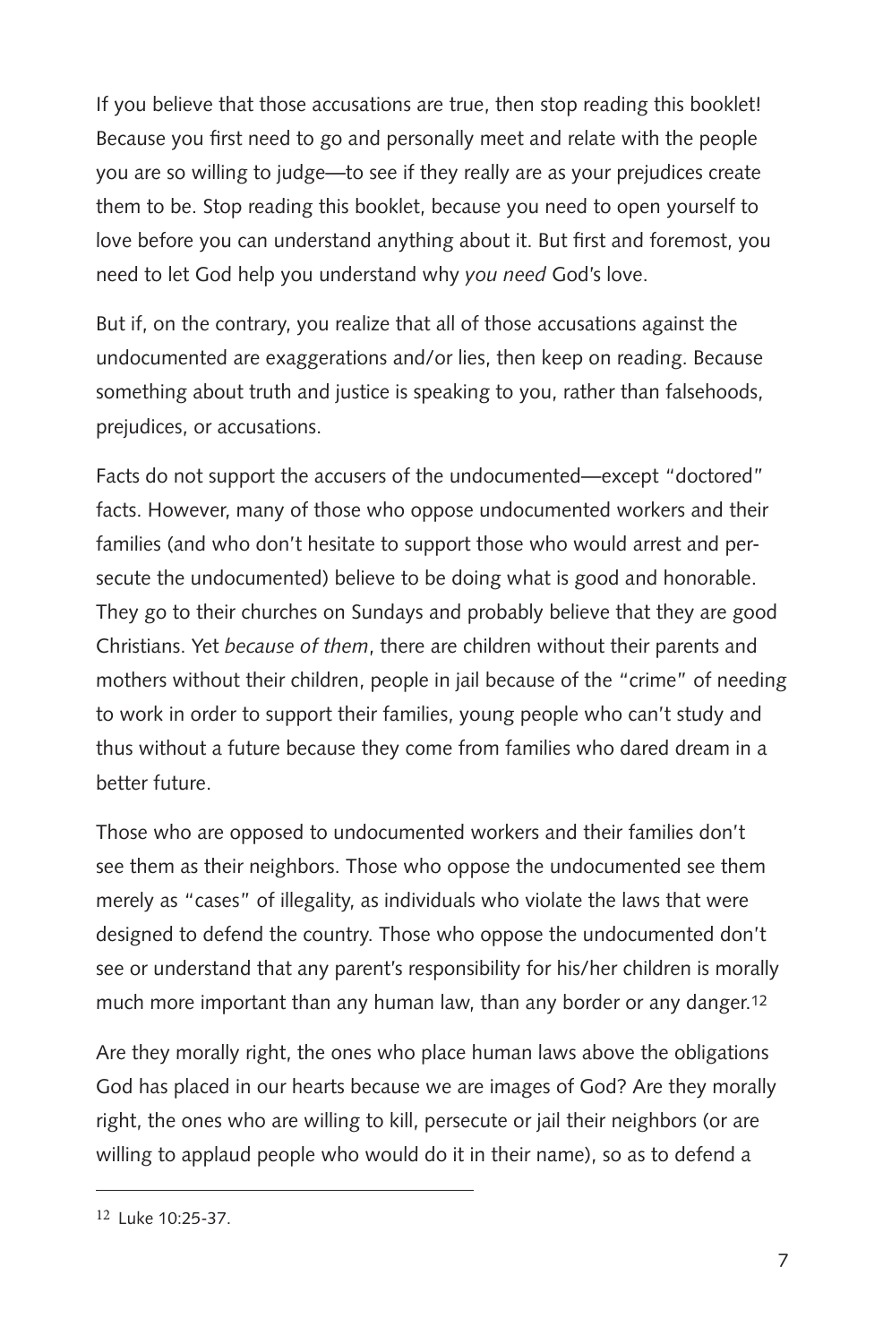If you believe that those accusations are true, then stop reading this booklet! Because you first need to go and personally meet and relate with the people you are so willing to judge—to see if they really are as your prejudices create them to be. Stop reading this booklet, because you need to open yourself to love before you can understand anything about it. But first and foremost, you need to let God help you understand why *you need* God's love.

But if, on the contrary, you realize that all of those accusations against the undocumented are exaggerations and/or lies, then keep on reading. Because something about truth and justice is speaking to you, rather than falsehoods, prejudices, or accusations.

Facts do not support the accusers of the undocumented—except "doctored" facts. However, many of those who oppose undocumented workers and their families (and who don't hesitate to support those who would arrest and persecute the undocumented) believe to be doing what is good and honorable. They go to their churches on Sundays and probably believe that they are good Christians. Yet *because of them*, there are children without their parents and mothers without their children, people in jail because of the "crime" of needing to work in order to support their families, young people who can't study and thus without a future because they come from families who dared dream in a better future.

Those who are opposed to undocumented workers and their families don't see them as their neighbors. Those who oppose the undocumented see them merely as "cases" of illegality, as individuals who violate the laws that were designed to defend the country. Those who oppose the undocumented don't see or understand that any parent's responsibility for his/her children is morally much more important than any human law, than any border or any danger.[12]

Are they morally right, the ones who place human laws above the obligations God has placed in our hearts because we are images of God? Are they morally right, the ones who are willing to kill, persecute or jail their neighbors (or are willing to applaud people who would do it in their name), so as to defend a

---

[12] Luke 10:25-37.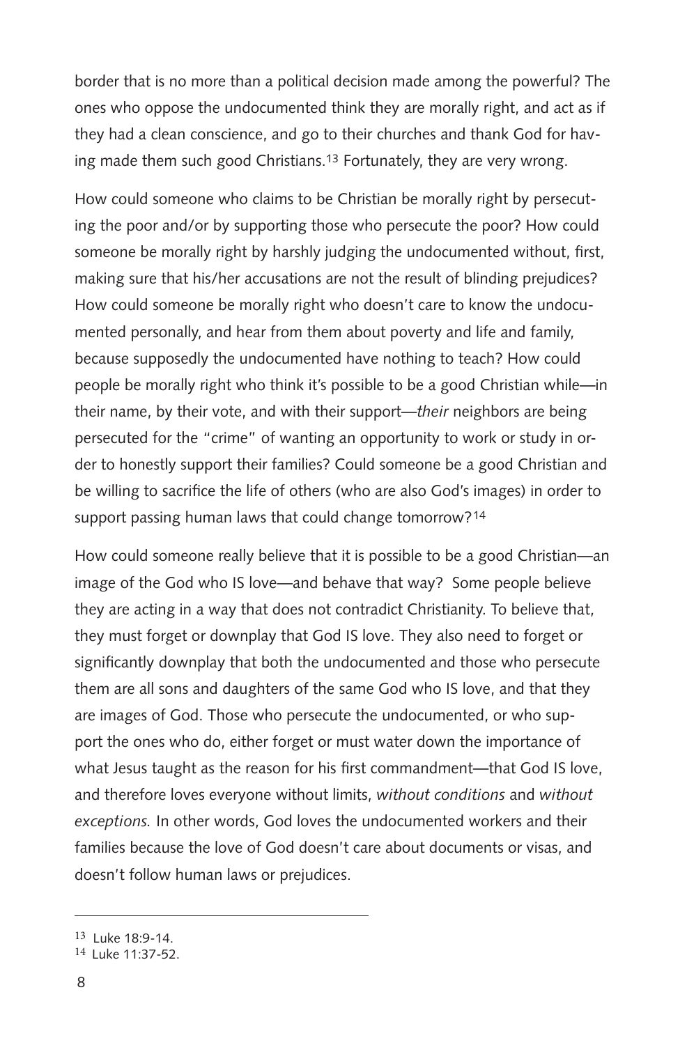border that is no more than a political decision made among the powerful? The ones who oppose the undocumented think they are morally right, and act as if they had a clean conscience, and go to their churches and thank God for having made them such good Christians.[13] Fortunately, they are very wrong.

How could someone who claims to be Christian be morally right by persecuting the poor and/or by supporting those who persecute the poor? How could someone be morally right by harshly judging the undocumented without, first, making sure that his/her accusations are not the result of blinding prejudices? How could someone be morally right who doesn't care to know the undocumented personally, and hear from them about poverty and life and family, because supposedly the undocumented have nothing to teach? How could people be morally right who think it's possible to be a good Christian while—in their name, by their vote, and with their support—*their* neighbors are being persecuted for the "crime" of wanting an opportunity to work or study in order to honestly support their families? Could someone be a good Christian and be willing to sacrifice the life of others (who are also God's images) in order to support passing human laws that could change tomorrow?[14]

How could someone really believe that it is possible to be a good Christian—an image of the God who IS love—and behave that way? Some people believe they are acting in a way that does not contradict Christianity. To believe that, they must forget or downplay that God IS love. They also need to forget or significantly downplay that both the undocumented and those who persecute them are all sons and daughters of the same God who IS love, and that they are images of God. Those who persecute the undocumented, or who support the ones who do, either forget or must water down the importance of what Jesus taught as the reason for his first commandment—that God IS love, and therefore loves everyone without limits, *without conditions* and *without exceptions.* In other words, God loves the undocumented workers and their families because the love of God doesn't care about documents or visas, and doesn't follow human laws or prejudices.

---

[13] Luke 18:9-14.

[14] Luke 11:37-52.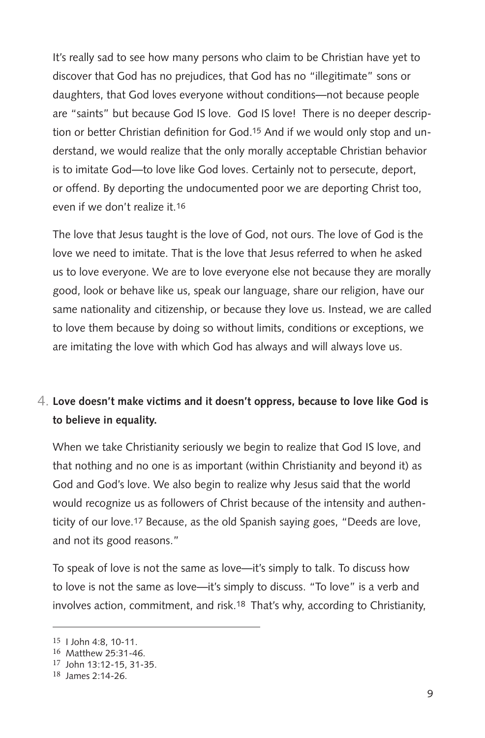It's really sad to see how many persons who claim to be Christian have yet to discover that God has no prejudices, that God has no "illegitimate" sons or daughters, that God loves everyone without conditions—not because people are "saints" but because God IS love. God IS love! There is no deeper description or better Christian definition for God.[15] And if we would only stop and understand, we would realize that the only morally acceptable Christian behavior is to imitate God—to love like God loves. Certainly not to persecute, deport, or offend. By deporting the undocumented poor we are deporting Christ too, even if we don't realize it.[16]

The love that Jesus taught is the love of God, not ours. The love of God is the love we need to imitate. That is the love that Jesus referred to when he asked us to love everyone. We are to love everyone else not because they are morally good, look or behave like us, speak our language, share our religion, have our same nationality and citizenship, or because they love us. Instead, we are called to love them because by doing so without limits, conditions or exceptions, we are imitating the love with which God has always and will always love us.

4. **Love doesn't make victims and it doesn't oppress, because to love like God is to believe in equality.**

When we take Christianity seriously we begin to realize that God IS love, and that nothing and no one is as important (within Christianity and beyond it) as God and God's love. We also begin to realize why Jesus said that the world would recognize us as followers of Christ because of the intensity and authenticity of our love.[17] Because, as the old Spanish saying goes, "Deeds are love, and not its good reasons."

To speak of love is not the same as love—it's simply to talk. To discuss how to love is not the same as love—it's simply to discuss. "To love" is a verb and involves action, commitment, and risk.[18] That's why, according to Christianity,

---

[15] I John 4:8, 10-11.

[16] Matthew 25:31-46.

[17] John 13:12-15, 31-35.

[18] James 2:14-26.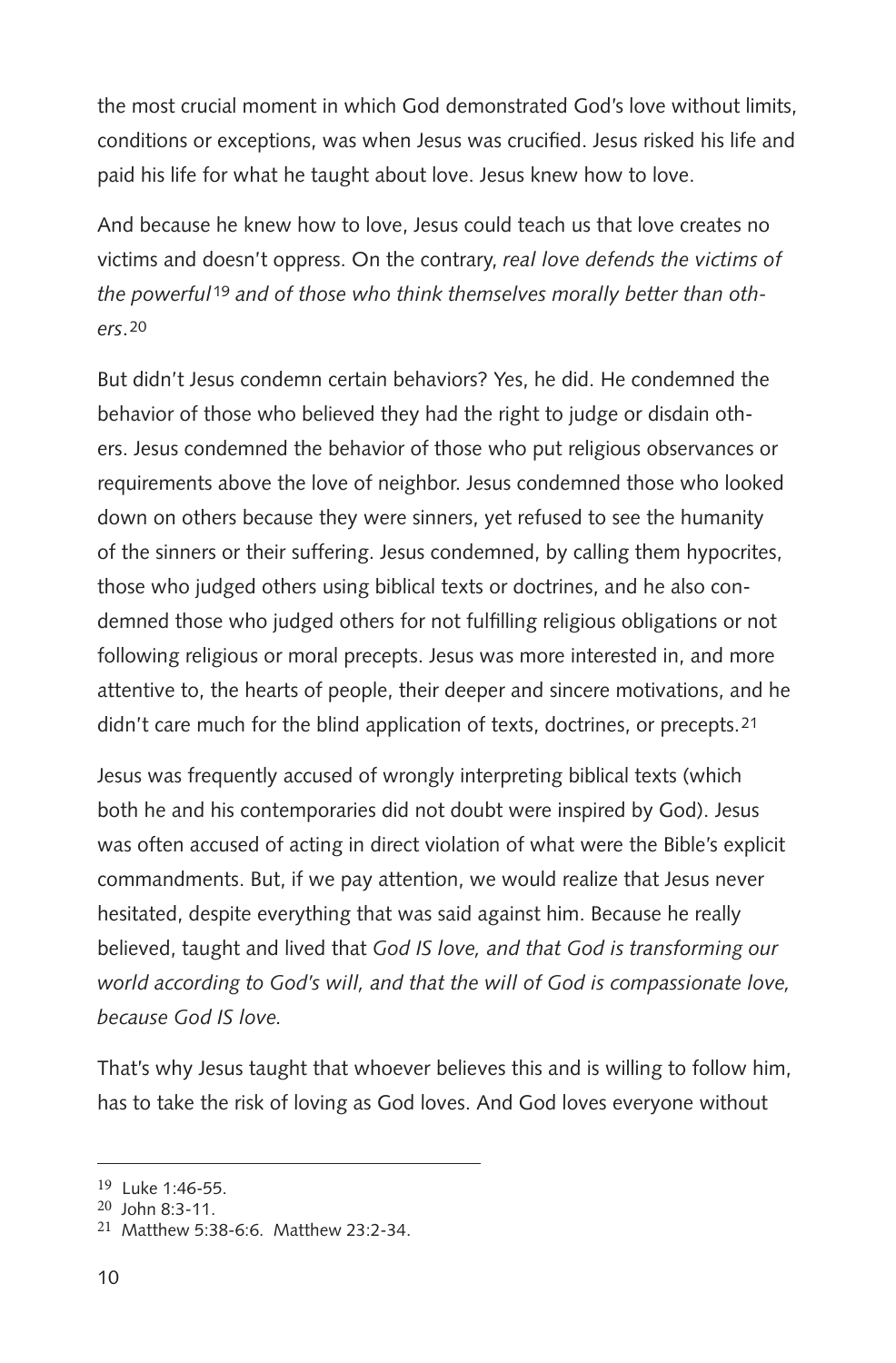the most crucial moment in which God demonstrated God's love without limits, conditions or exceptions, was when Jesus was crucified. Jesus risked his life and paid his life for what he taught about love. Jesus knew how to love.

And because he knew how to love, Jesus could teach us that love creates no victims and doesn't oppress. On the contrary, *real love defends the victims of the powerful*[19] *and of those who think themselves morally better than others*.[20]

But didn't Jesus condemn certain behaviors? Yes, he did. He condemned the behavior of those who believed they had the right to judge or disdain others. Jesus condemned the behavior of those who put religious observances or requirements above the love of neighbor. Jesus condemned those who looked down on others because they were sinners, yet refused to see the humanity of the sinners or their suffering. Jesus condemned, by calling them hypocrites, those who judged others using biblical texts or doctrines, and he also condemned those who judged others for not fulfilling religious obligations or not following religious or moral precepts. Jesus was more interested in, and more attentive to, the hearts of people, their deeper and sincere motivations, and he didn't care much for the blind application of texts, doctrines, or precepts.[21]

Jesus was frequently accused of wrongly interpreting biblical texts (which both he and his contemporaries did not doubt were inspired by God). Jesus was often accused of acting in direct violation of what were the Bible's explicit commandments. But, if we pay attention, we would realize that Jesus never hesitated, despite everything that was said against him. Because he really believed, taught and lived that *God IS love, and that God is transforming our world according to God's will, and that the will of God is compassionate love, because God IS love.*

That's why Jesus taught that whoever believes this and is willing to follow him, has to take the risk of loving as God loves. And God loves everyone without

---

[19] Luke 1:46-55.

[20] John 8:3-11.

[21] Matthew 5:38-6:6. Matthew 23:2-34.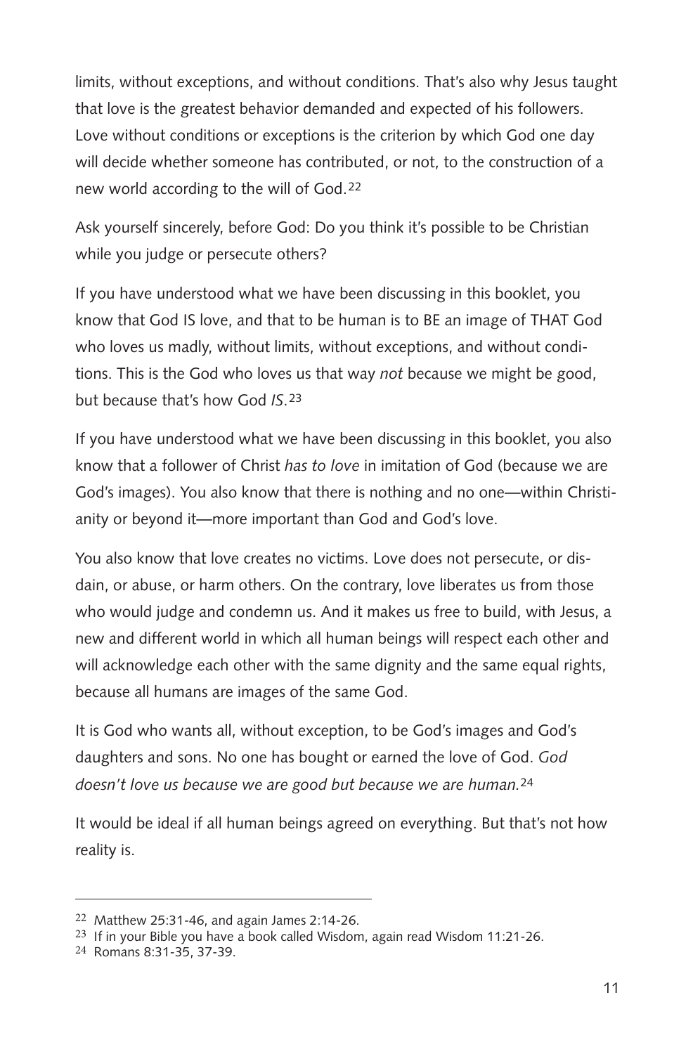limits, without exceptions, and without conditions. That's also why Jesus taught that love is the greatest behavior demanded and expected of his followers. Love without conditions or exceptions is the criterion by which God one day will decide whether someone has contributed, or not, to the construction of a new world according to the will of God.[22]

Ask yourself sincerely, before God: Do you think it's possible to be Christian while you judge or persecute others?

If you have understood what we have been discussing in this booklet, you know that God IS love, and that to be human is to BE an image of THAT God who loves us madly, without limits, without exceptions, and without conditions. This is the God who loves us that way *not* because we might be good, but because that's how God *IS*.[23]

If you have understood what we have been discussing in this booklet, you also know that a follower of Christ *has to love* in imitation of God (because we are God's images). You also know that there is nothing and no one—within Christianity or beyond it—more important than God and God's love.

You also know that love creates no victims. Love does not persecute, or disdain, or abuse, or harm others. On the contrary, love liberates us from those who would judge and condemn us. And it makes us free to build, with Jesus, a new and different world in which all human beings will respect each other and will acknowledge each other with the same dignity and the same equal rights, because all humans are images of the same God.

It is God who wants all, without exception, to be God's images and God's daughters and sons. No one has bought or earned the love of God. *God doesn't love us because we are good but because we are human.*[24]

It would be ideal if all human beings agreed on everything. But that's not how reality is.

---

[22] Matthew 25:31-46, and again James 2:14-26.

[23] If in your Bible you have a book called Wisdom, again read Wisdom 11:21-26.

[24] Romans 8:31-35, 37-39.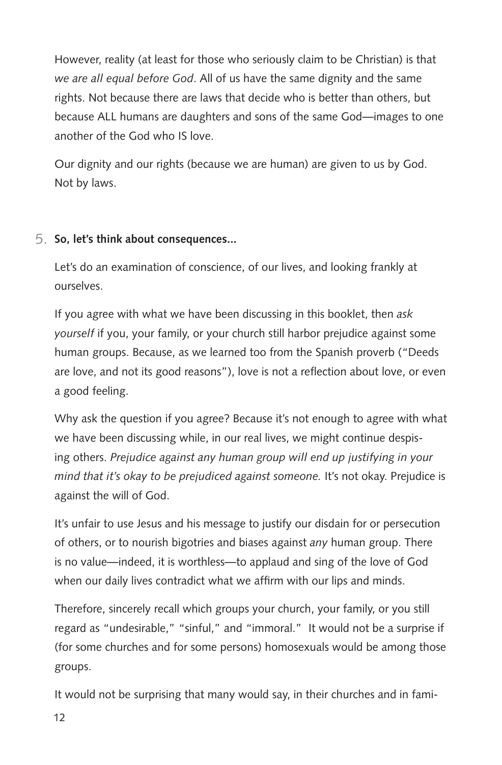However, reality (at least for those who seriously claim to be Christian) is that *we are all equal before God*. All of us have the same dignity and the same rights. Not because there are laws that decide who is better than others, but because ALL humans are daughters and sons of the same God—images to one another of the God who IS love.

Our dignity and our rights (because we are human) are given to us by God. Not by laws.

5. **So, let's think about consequences...**

Let's do an examination of conscience, of our lives, and looking frankly at ourselves.

If you agree with what we have been discussing in this booklet, then *ask yourself* if you, your family, or your church still harbor prejudice against some human groups. Because, as we learned too from the Spanish proverb ("Deeds are love, and not its good reasons"), love is not a reflection about love, or even a good feeling.

Why ask the question if you agree? Because it's not enough to agree with what we have been discussing while, in our real lives, we might continue despising others. *Prejudice against any human group will end up justifying in your mind that it's okay to be prejudiced against someone.* It's not okay. Prejudice is against the will of God.

It's unfair to use Jesus and his message to justify our disdain for or persecution of others, or to nourish bigotries and biases against *any* human group. There is no value—indeed, it is worthless—to applaud and sing of the love of God when our daily lives contradict what we affirm with our lips and minds.

Therefore, sincerely recall which groups your church, your family, or you still regard as "undesirable," "sinful," and "immoral." It would not be a surprise if (for some churches and for some persons) homosexuals would be among those groups.

It would not be surprising that many would say, in their churches and in fami-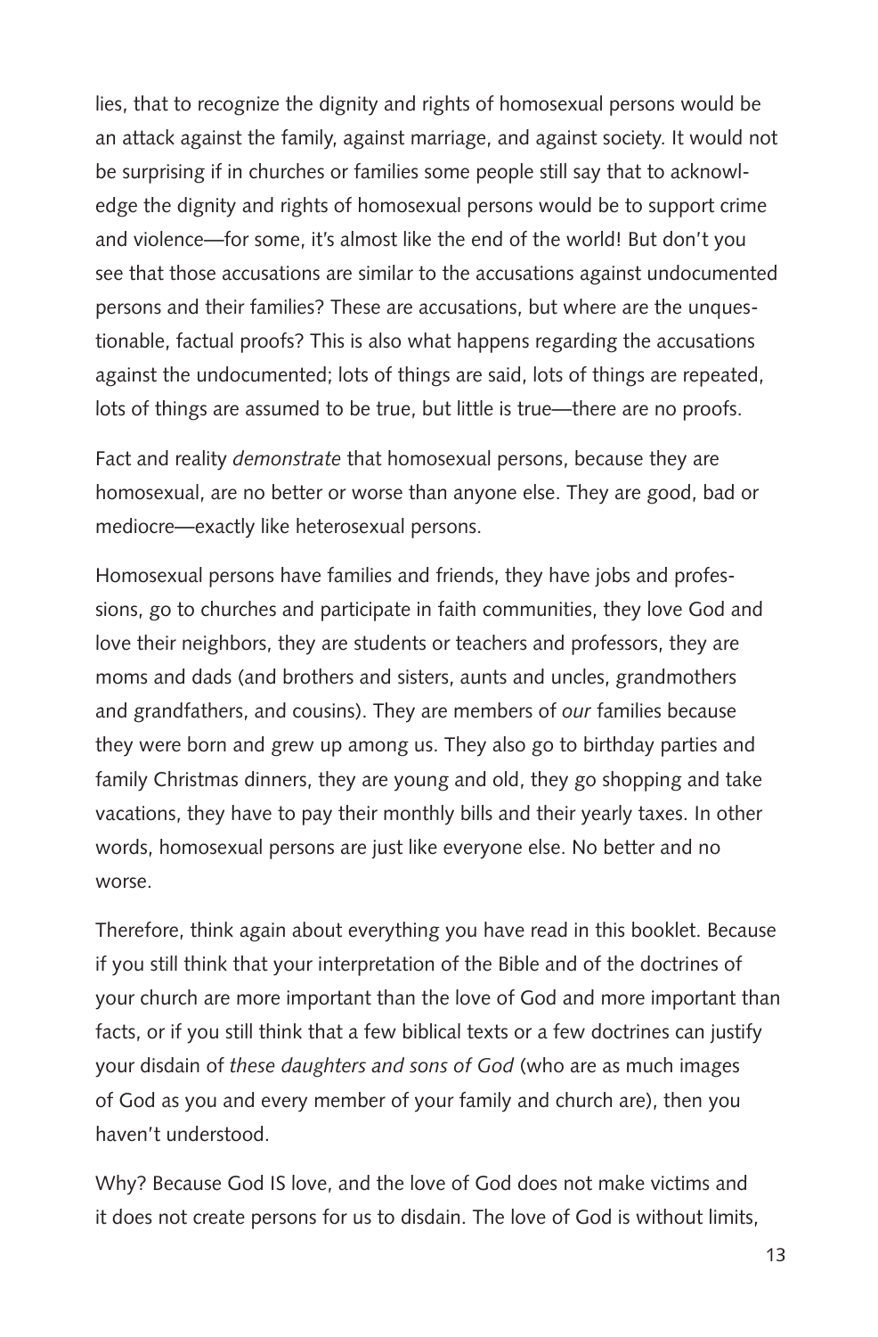lies, that to recognize the dignity and rights of homosexual persons would be an attack against the family, against marriage, and against society. It would not be surprising if in churches or families some people still say that to acknowledge the dignity and rights of homosexual persons would be to support crime and violence—for some, it's almost like the end of the world! But don't you see that those accusations are similar to the accusations against undocumented persons and their families? These are accusations, but where are the unquestionable, factual proofs? This is also what happens regarding the accusations against the undocumented; lots of things are said, lots of things are repeated, lots of things are assumed to be true, but little is true—there are no proofs.

Fact and reality *demonstrate* that homosexual persons, because they are homosexual, are no better or worse than anyone else. They are good, bad or mediocre—exactly like heterosexual persons.

Homosexual persons have families and friends, they have jobs and professions, go to churches and participate in faith communities, they love God and love their neighbors, they are students or teachers and professors, they are moms and dads (and brothers and sisters, aunts and uncles, grandmothers and grandfathers, and cousins). They are members of *our* families because they were born and grew up among us. They also go to birthday parties and family Christmas dinners, they are young and old, they go shopping and take vacations, they have to pay their monthly bills and their yearly taxes. In other words, homosexual persons are just like everyone else. No better and no worse.

Therefore, think again about everything you have read in this booklet. Because if you still think that your interpretation of the Bible and of the doctrines of your church are more important than the love of God and more important than facts, or if you still think that a few biblical texts or a few doctrines can justify your disdain of *these daughters and sons of God* (who are as much images of God as you and every member of your family and church are), then you haven't understood.

Why? Because God IS love, and the love of God does not make victims and it does not create persons for us to disdain. The love of God is without limits,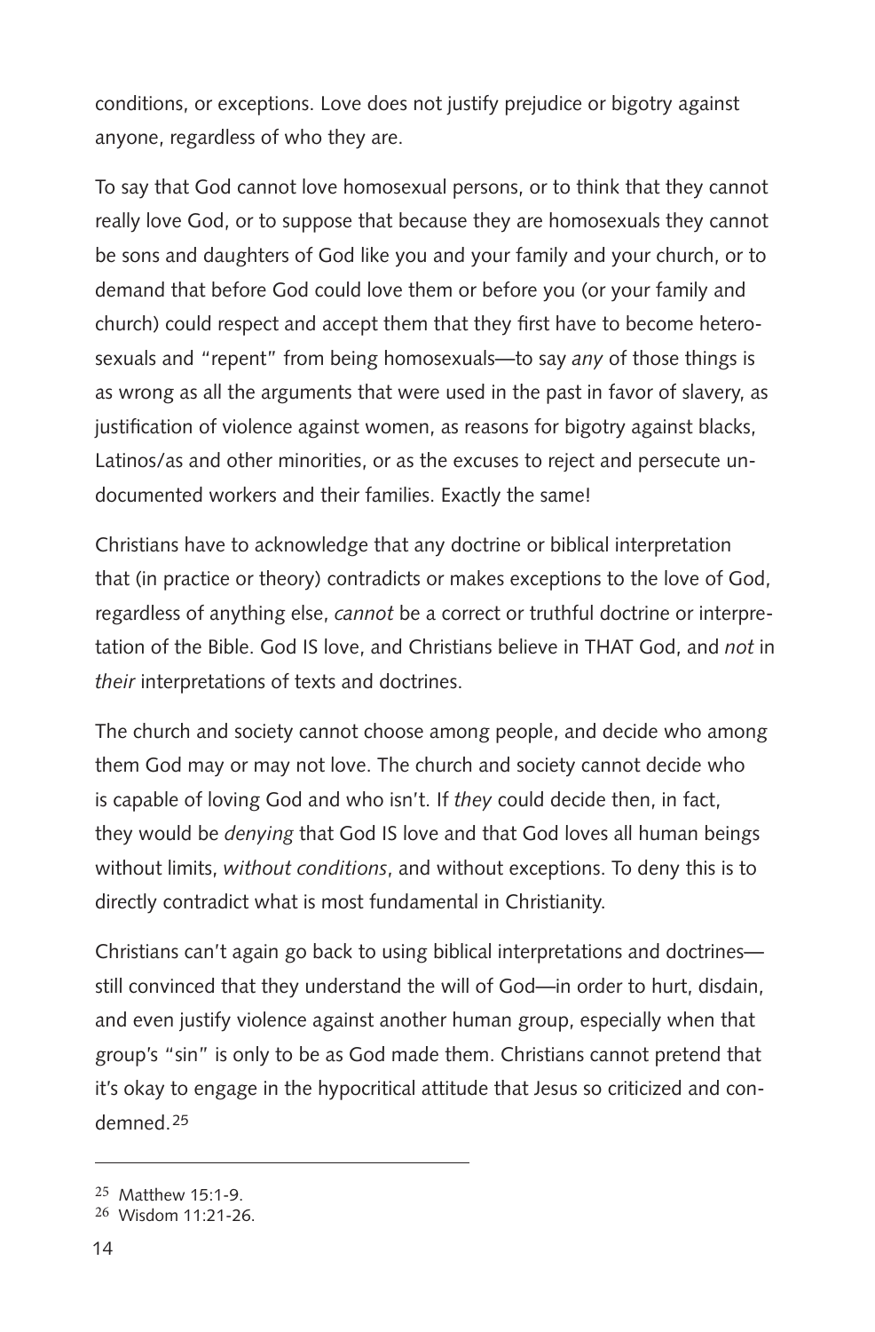conditions, or exceptions. Love does not justify prejudice or bigotry against anyone, regardless of who they are.

To say that God cannot love homosexual persons, or to think that they cannot really love God, or to suppose that because they are homosexuals they cannot be sons and daughters of God like you and your family and your church, or to demand that before God could love them or before you (or your family and church) could respect and accept them that they first have to become heterosexuals and "repent" from being homosexuals—to say *any* of those things is as wrong as all the arguments that were used in the past in favor of slavery, as justification of violence against women, as reasons for bigotry against blacks, Latinos/as and other minorities, or as the excuses to reject and persecute undocumented workers and their families. Exactly the same!

Christians have to acknowledge that any doctrine or biblical interpretation that (in practice or theory) contradicts or makes exceptions to the love of God, regardless of anything else, *cannot* be a correct or truthful doctrine or interpretation of the Bible. God IS love, and Christians believe in THAT God, and *not* in *their* interpretations of texts and doctrines.

The church and society cannot choose among people, and decide who among them God may or may not love. The church and society cannot decide who is capable of loving God and who isn't. If *they* could decide then, in fact, they would be *denying* that God IS love and that God loves all human beings without limits, *without conditions*, and without exceptions. To deny this is to directly contradict what is most fundamental in Christianity.

Christians can't again go back to using biblical interpretations and doctrines—still convinced that they understand the will of God—in order to hurt, disdain, and even justify violence against another human group, especially when that group's "sin" is only to be as God made them. Christians cannot pretend that it's okay to engage in the hypocritical attitude that Jesus so criticized and condemned.[25]

---

[25] Matthew 15:1-9.

[26] Wisdom 11:21-26.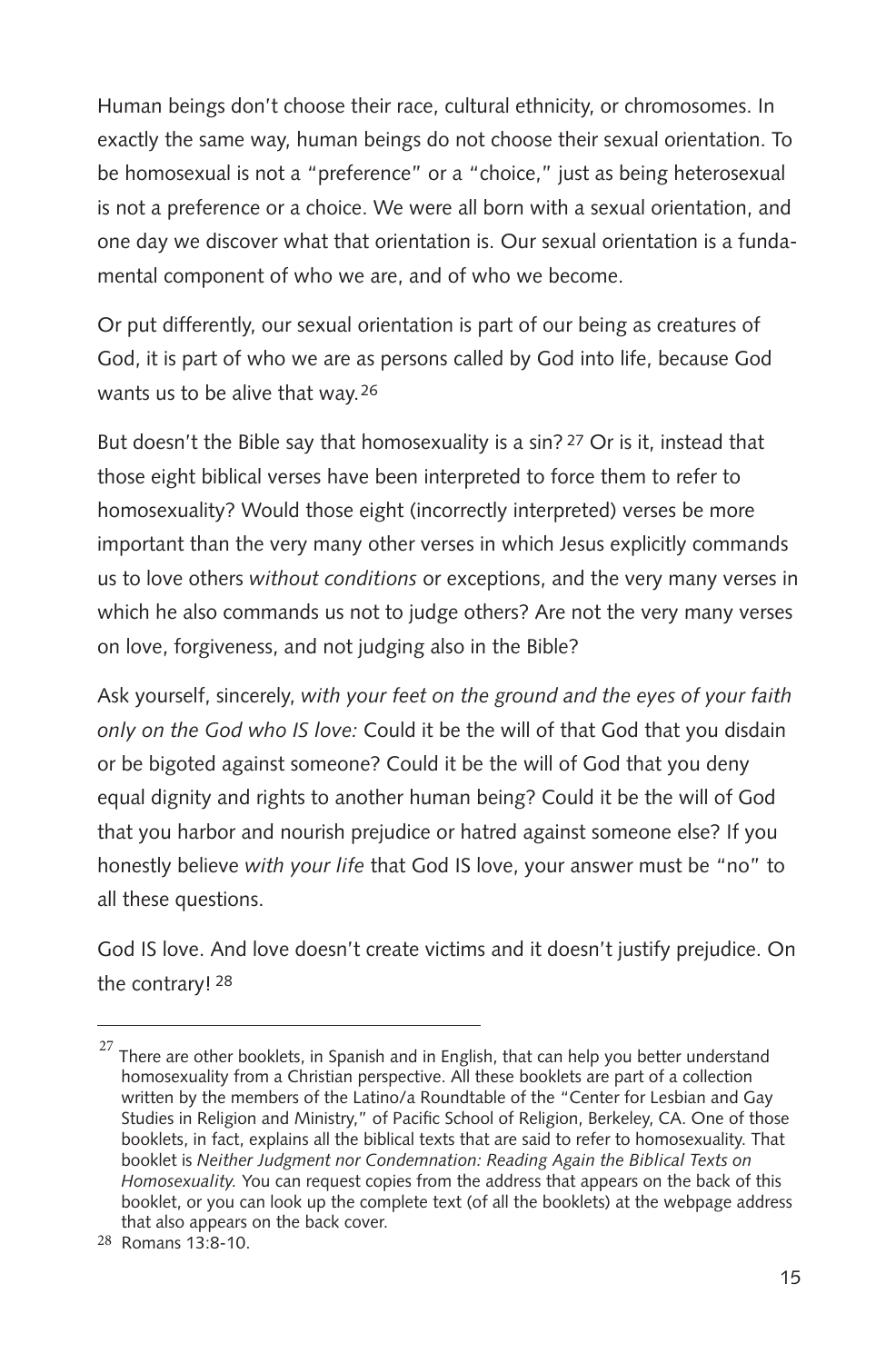Human beings don't choose their race, cultural ethnicity, or chromosomes. In exactly the same way, human beings do not choose their sexual orientation. To be homosexual is not a "preference" or a "choice," just as being heterosexual is not a preference or a choice. We were all born with a sexual orientation, and one day we discover what that orientation is. Our sexual orientation is a fundamental component of who we are, and of who we become.

Or put differently, our sexual orientation is part of our being as creatures of God, it is part of who we are as persons called by God into life, because God wants us to be alive that way.[26]

But doesn't the Bible say that homosexuality is a sin?[27] Or is it, instead that those eight biblical verses have been interpreted to force them to refer to homosexuality? Would those eight (incorrectly interpreted) verses be more important than the very many other verses in which Jesus explicitly commands us to love others *without conditions* or exceptions, and the very many verses in which he also commands us not to judge others? Are not the very many verses on love, forgiveness, and not judging also in the Bible?

Ask yourself, sincerely, *with your feet on the ground and the eyes of your faith only on the God who IS love:* Could it be the will of that God that you disdain or be bigoted against someone? Could it be the will of God that you deny equal dignity and rights to another human being? Could it be the will of God that you harbor and nourish prejudice or hatred against someone else? If you honestly believe *with your life* that God IS love, your answer must be "no" to all these questions.

God IS love. And love doesn't create victims and it doesn't justify prejudice. On the contrary![28]

---

[27] There are other booklets, in Spanish and in English, that can help you better understand homosexuality from a Christian perspective. All these booklets are part of a collection written by the members of the Latino/a Roundtable of the "Center for Lesbian and Gay Studies in Religion and Ministry," of Pacific School of Religion, Berkeley, CA. One of those booklets, in fact, explains all the biblical texts that are said to refer to homosexuality. That booklet is *Neither Judgment nor Condemnation: Reading Again the Biblical Texts on Homosexuality.* You can request copies from the address that appears on the back of this booklet, or you can look up the complete text (of all the booklets) at the webpage address that also appears on the back cover.

[28] Romans 13:8-10.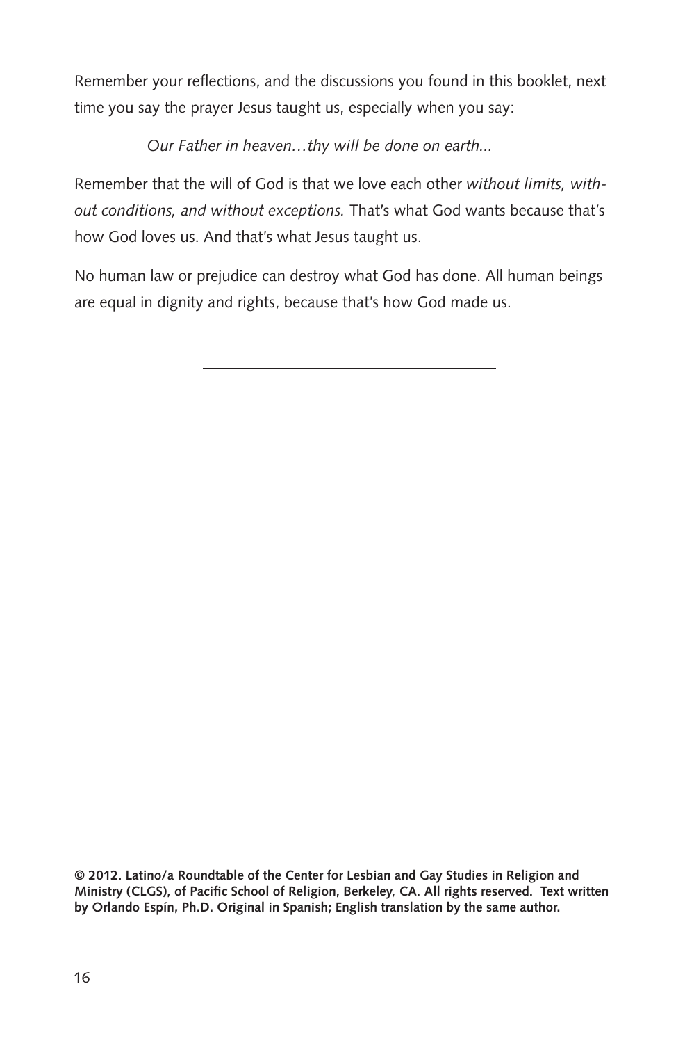Remember your reflections, and the discussions you found in this booklet, next time you say the prayer Jesus taught us, especially when you say:

*Our Father in heaven…thy will be done on earth...*

Remember that the will of God is that we love each other *without limits, without conditions, and without exceptions.* That's what God wants because that's how God loves us. And that's what Jesus taught us.

No human law or prejudice can destroy what God has done. All human beings are equal in dignity and rights, because that's how God made us.

---

**© 2012. Latino/a Roundtable of the Center for Lesbian and Gay Studies in Religion and Ministry (CLGS), of Pacific School of Religion, Berkeley, CA. All rights reserved. Text written by Orlando Espín, Ph.D. Original in Spanish; English translation by the same author.**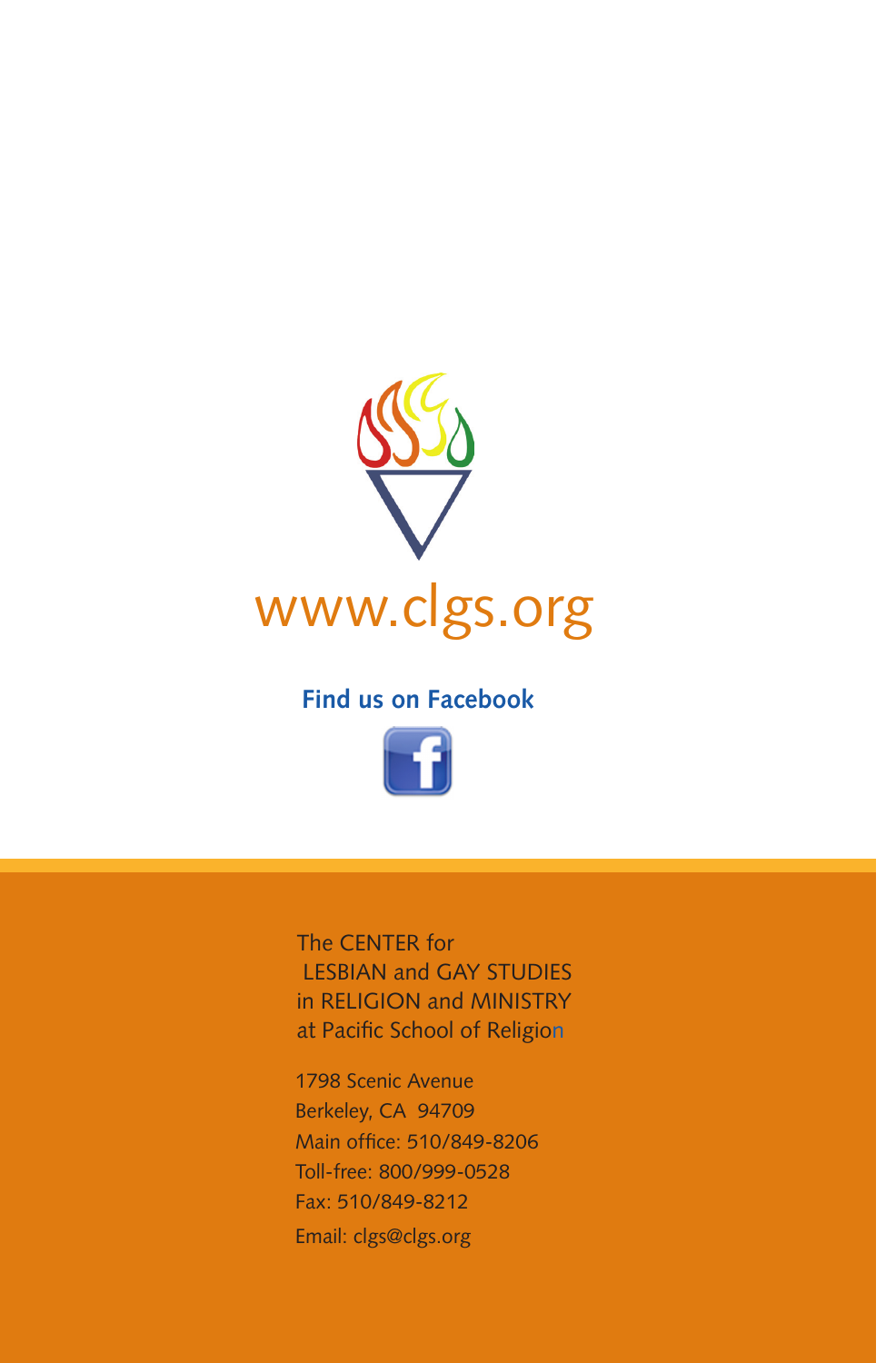www.clgs.org

**Find us on Facebook**

The CENTER for
LESBIAN and GAY STUDIES
in RELIGION and MINISTRY
at Pacific School of Religion

1798 Scenic Avenue
Berkeley, CA 94709
Main office: 510/849-8206
Toll-free: 800/999-0528
Fax: 510/849-8212
Email: clgs@clgs.org